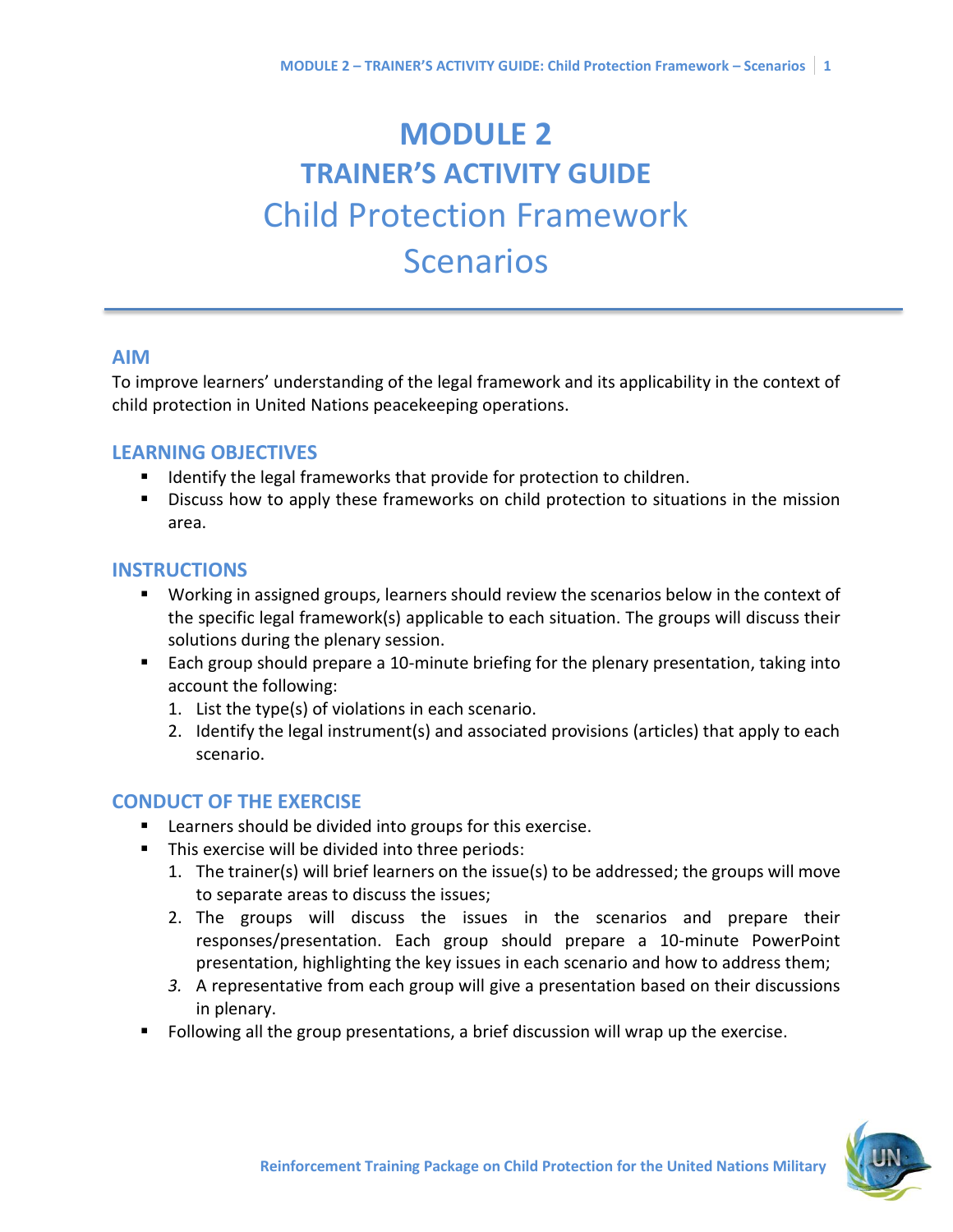# MODULE 2

## TRAINER'S ACTIVITY GUIDE

## Child Protection Framework

## Scenarios

### AIM

To improve learners' understanding of the legal framework and its applicability in the context of child protection in United Nations peacekeeping operations.

### LEARNING OBJECTIVES

- Identify the legal frameworks that provide for protection to children.
- Discuss how to apply these frameworks on child protection to situations in the mission area.

### INSTRUCTIONS

- Working in assigned groups, learners should review the scenarios below in the context of the specific legal framework(s) applicable to each situation. The groups will discuss their solutions during the plenary session.
- Each group should prepare a 10-minute briefing for the plenary presentation, taking into account the following:
  1. List the type(s) of violations in each scenario.
  2. Identify the legal instrument(s) and associated provisions (articles) that apply to each scenario.

### CONDUCT OF THE EXERCISE

- Learners should be divided into groups for this exercise.
- This exercise will be divided into three periods:
  1. The trainer(s) will brief learners on the issue(s) to be addressed; the groups will move to separate areas to discuss the issues;
  2. The groups will discuss the issues in the scenarios and prepare their responses/presentation. Each group should prepare a 10-minute PowerPoint presentation, highlighting the key issues in each scenario and how to address them;
  3. A representative from each group will give a presentation based on their discussions in plenary.
- Following all the group presentations, a brief discussion will wrap up the exercise.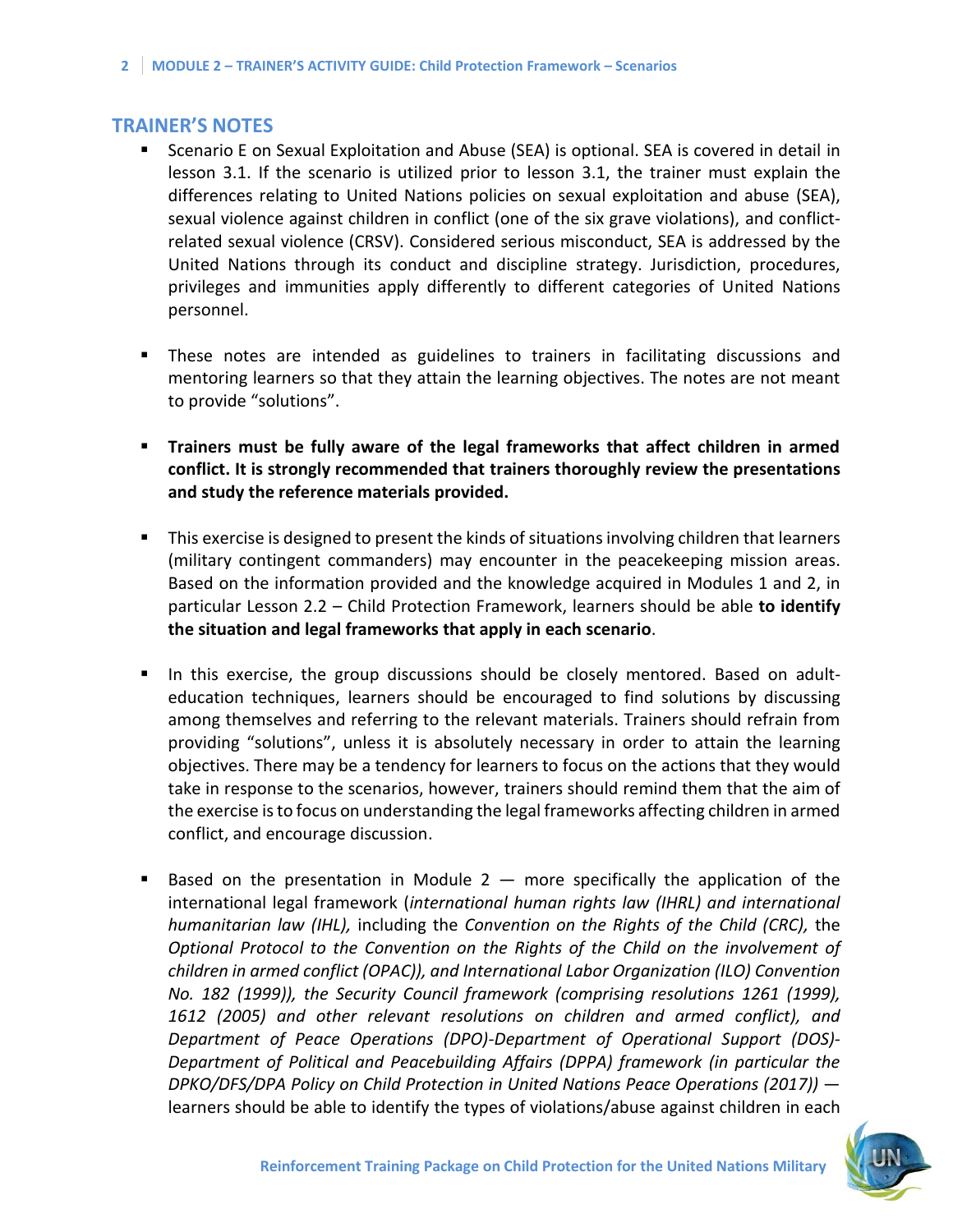## TRAINER'S NOTES

- Scenario E on Sexual Exploitation and Abuse (SEA) is optional. SEA is covered in detail in lesson 3.1. If the scenario is utilized prior to lesson 3.1, the trainer must explain the differences relating to United Nations policies on sexual exploitation and abuse (SEA), sexual violence against children in conflict (one of the six grave violations), and conflict-related sexual violence (CRSV). Considered serious misconduct, SEA is addressed by the United Nations through its conduct and discipline strategy. Jurisdiction, procedures, privileges and immunities apply differently to different categories of United Nations personnel.

- These notes are intended as guidelines to trainers in facilitating discussions and mentoring learners so that they attain the learning objectives. The notes are not meant to provide "solutions".

- **Trainers must be fully aware of the legal frameworks that affect children in armed conflict. It is strongly recommended that trainers thoroughly review the presentations and study the reference materials provided.**

- This exercise is designed to present the kinds of situations involving children that learners (military contingent commanders) may encounter in the peacekeeping mission areas. Based on the information provided and the knowledge acquired in Modules 1 and 2, in particular Lesson 2.2 – Child Protection Framework, learners should be able **to identify the situation and legal frameworks that apply in each scenario**.

- In this exercise, the group discussions should be closely mentored. Based on adult-education techniques, learners should be encouraged to find solutions by discussing among themselves and referring to the relevant materials. Trainers should refrain from providing "solutions", unless it is absolutely necessary in order to attain the learning objectives. There may be a tendency for learners to focus on the actions that they would take in response to the scenarios, however, trainers should remind them that the aim of the exercise is to focus on understanding the legal frameworks affecting children in armed conflict, and encourage discussion.

- Based on the presentation in Module 2 — more specifically the application of the international legal framework (*international human rights law (IHRL) and international humanitarian law (IHL),* including the *Convention on the Rights of the Child (CRC),* the *Optional Protocol to the Convention on the Rights of the Child on the involvement of children in armed conflict (OPAC)), and International Labor Organization (ILO) Convention No. 182 (1999)), the Security Council framework (comprising resolutions 1261 (1999), 1612 (2005) and other relevant resolutions on children and armed conflict), and Department of Peace Operations (DPO)-Department of Operational Support (DOS)-Department of Political and Peacebuilding Affairs (DPPA) framework (in particular the DPKO/DFS/DPA Policy on Child Protection in United Nations Peace Operations (2017))* — learners should be able to identify the types of violations/abuse against children in each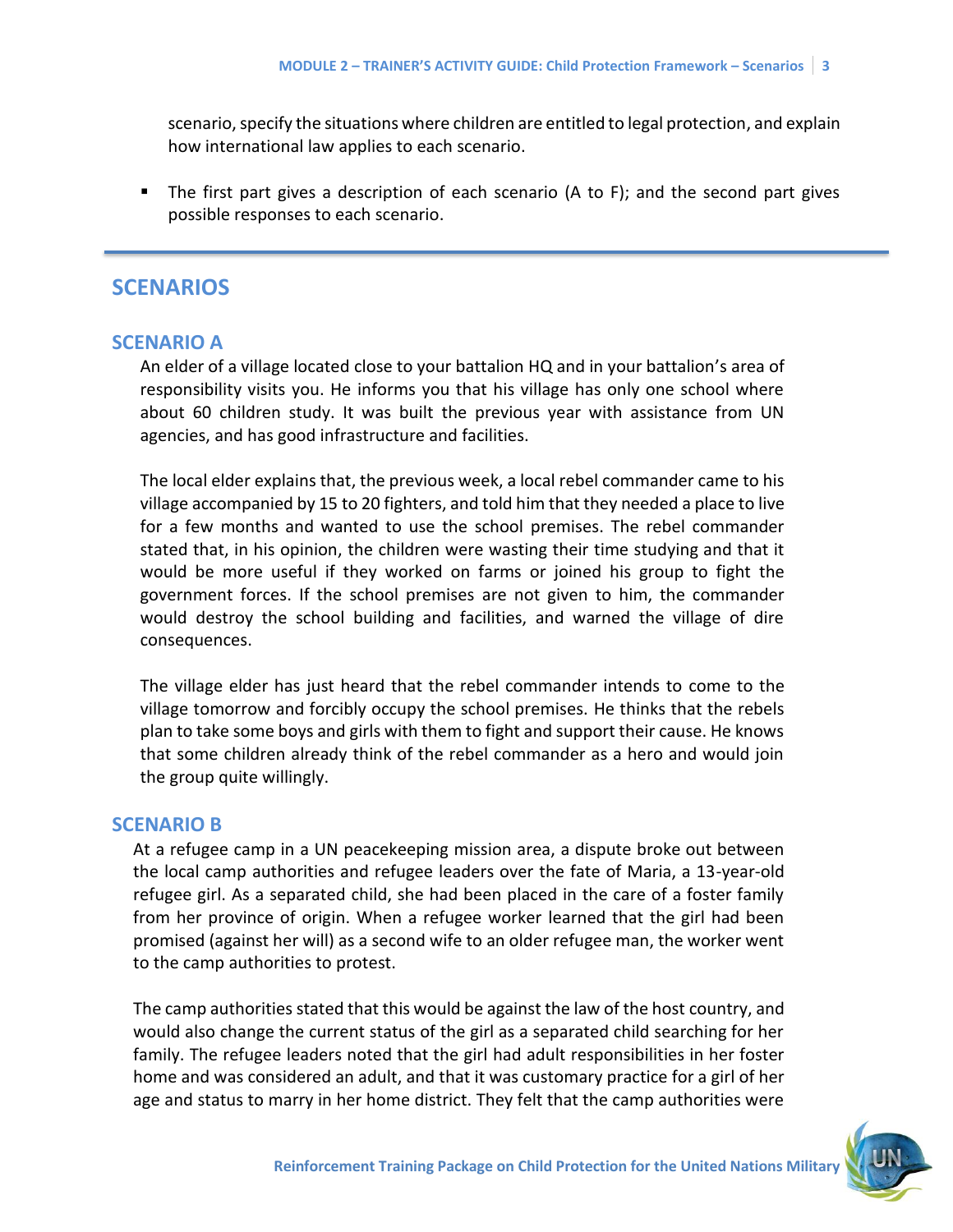scenario, specify the situations where children are entitled to legal protection, and explain how international law applies to each scenario.

- The first part gives a description of each scenario (A to F); and the second part gives possible responses to each scenario.

## SCENARIOS

### SCENARIO A

An elder of a village located close to your battalion HQ and in your battalion's area of responsibility visits you. He informs you that his village has only one school where about 60 children study. It was built the previous year with assistance from UN agencies, and has good infrastructure and facilities.

The local elder explains that, the previous week, a local rebel commander came to his village accompanied by 15 to 20 fighters, and told him that they needed a place to live for a few months and wanted to use the school premises. The rebel commander stated that, in his opinion, the children were wasting their time studying and that it would be more useful if they worked on farms or joined his group to fight the government forces. If the school premises are not given to him, the commander would destroy the school building and facilities, and warned the village of dire consequences.

The village elder has just heard that the rebel commander intends to come to the village tomorrow and forcibly occupy the school premises. He thinks that the rebels plan to take some boys and girls with them to fight and support their cause. He knows that some children already think of the rebel commander as a hero and would join the group quite willingly.

### SCENARIO B

At a refugee camp in a UN peacekeeping mission area, a dispute broke out between the local camp authorities and refugee leaders over the fate of Maria, a 13-year-old refugee girl. As a separated child, she had been placed in the care of a foster family from her province of origin. When a refugee worker learned that the girl had been promised (against her will) as a second wife to an older refugee man, the worker went to the camp authorities to protest.

The camp authorities stated that this would be against the law of the host country, and would also change the current status of the girl as a separated child searching for her family. The refugee leaders noted that the girl had adult responsibilities in her foster home and was considered an adult, and that it was customary practice for a girl of her age and status to marry in her home district. They felt that the camp authorities were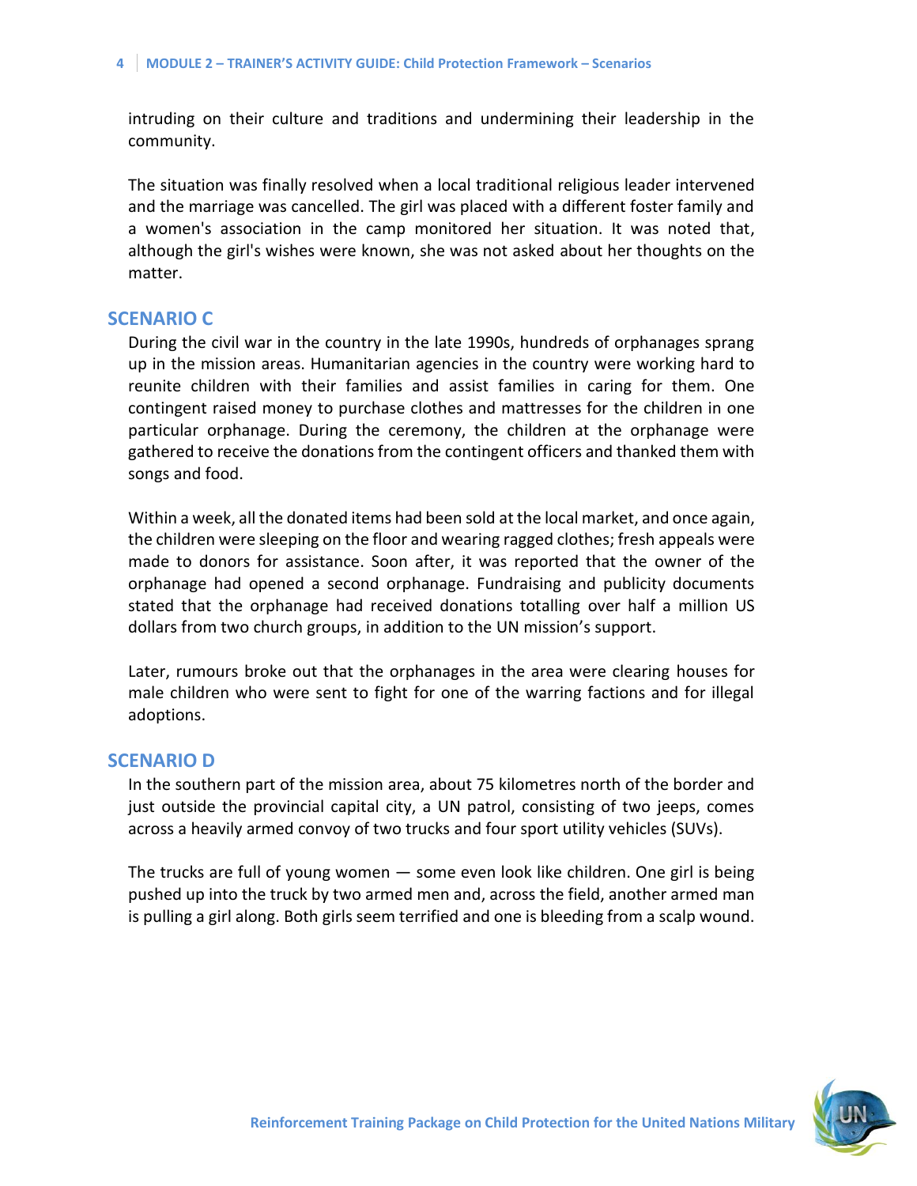intruding on their culture and traditions and undermining their leadership in the community.

The situation was finally resolved when a local traditional religious leader intervened and the marriage was cancelled. The girl was placed with a different foster family and a women's association in the camp monitored her situation. It was noted that, although the girl's wishes were known, she was not asked about her thoughts on the matter.

## SCENARIO C

During the civil war in the country in the late 1990s, hundreds of orphanages sprang up in the mission areas. Humanitarian agencies in the country were working hard to reunite children with their families and assist families in caring for them. One contingent raised money to purchase clothes and mattresses for the children in one particular orphanage. During the ceremony, the children at the orphanage were gathered to receive the donations from the contingent officers and thanked them with songs and food.

Within a week, all the donated items had been sold at the local market, and once again, the children were sleeping on the floor and wearing ragged clothes; fresh appeals were made to donors for assistance. Soon after, it was reported that the owner of the orphanage had opened a second orphanage. Fundraising and publicity documents stated that the orphanage had received donations totalling over half a million US dollars from two church groups, in addition to the UN mission's support.

Later, rumours broke out that the orphanages in the area were clearing houses for male children who were sent to fight for one of the warring factions and for illegal adoptions.

## SCENARIO D

In the southern part of the mission area, about 75 kilometres north of the border and just outside the provincial capital city, a UN patrol, consisting of two jeeps, comes across a heavily armed convoy of two trucks and four sport utility vehicles (SUVs).

The trucks are full of young women — some even look like children. One girl is being pushed up into the truck by two armed men and, across the field, another armed man is pulling a girl along. Both girls seem terrified and one is bleeding from a scalp wound.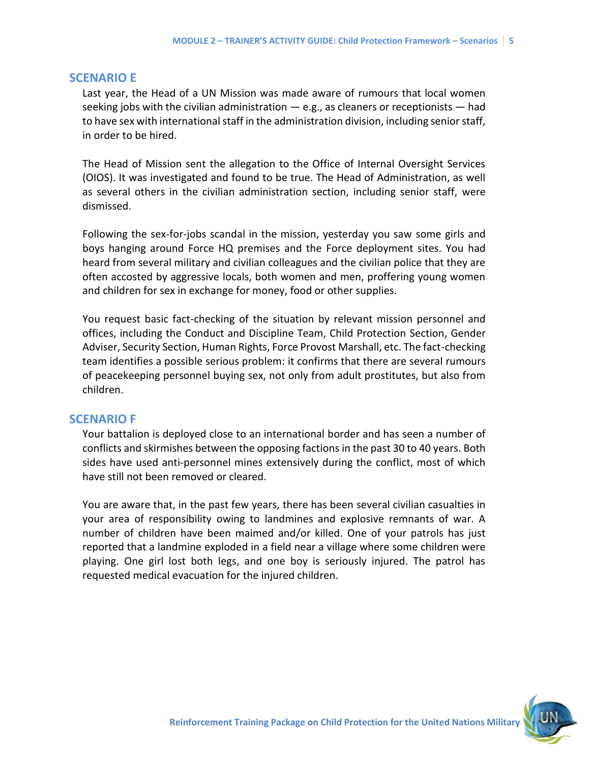## SCENARIO E

Last year, the Head of a UN Mission was made aware of rumours that local women seeking jobs with the civilian administration — e.g., as cleaners or receptionists — had to have sex with international staff in the administration division, including senior staff, in order to be hired.

The Head of Mission sent the allegation to the Office of Internal Oversight Services (OIOS). It was investigated and found to be true. The Head of Administration, as well as several others in the civilian administration section, including senior staff, were dismissed.

Following the sex-for-jobs scandal in the mission, yesterday you saw some girls and boys hanging around Force HQ premises and the Force deployment sites. You had heard from several military and civilian colleagues and the civilian police that they are often accosted by aggressive locals, both women and men, proffering young women and children for sex in exchange for money, food or other supplies.

You request basic fact-checking of the situation by relevant mission personnel and offices, including the Conduct and Discipline Team, Child Protection Section, Gender Adviser, Security Section, Human Rights, Force Provost Marshall, etc. The fact-checking team identifies a possible serious problem: it confirms that there are several rumours of peacekeeping personnel buying sex, not only from adult prostitutes, but also from children.

## SCENARIO F

Your battalion is deployed close to an international border and has seen a number of conflicts and skirmishes between the opposing factions in the past 30 to 40 years. Both sides have used anti-personnel mines extensively during the conflict, most of which have still not been removed or cleared.

You are aware that, in the past few years, there has been several civilian casualties in your area of responsibility owing to landmines and explosive remnants of war. A number of children have been maimed and/or killed. One of your patrols has just reported that a landmine exploded in a field near a village where some children were playing. One girl lost both legs, and one boy is seriously injured. The patrol has requested medical evacuation for the injured children.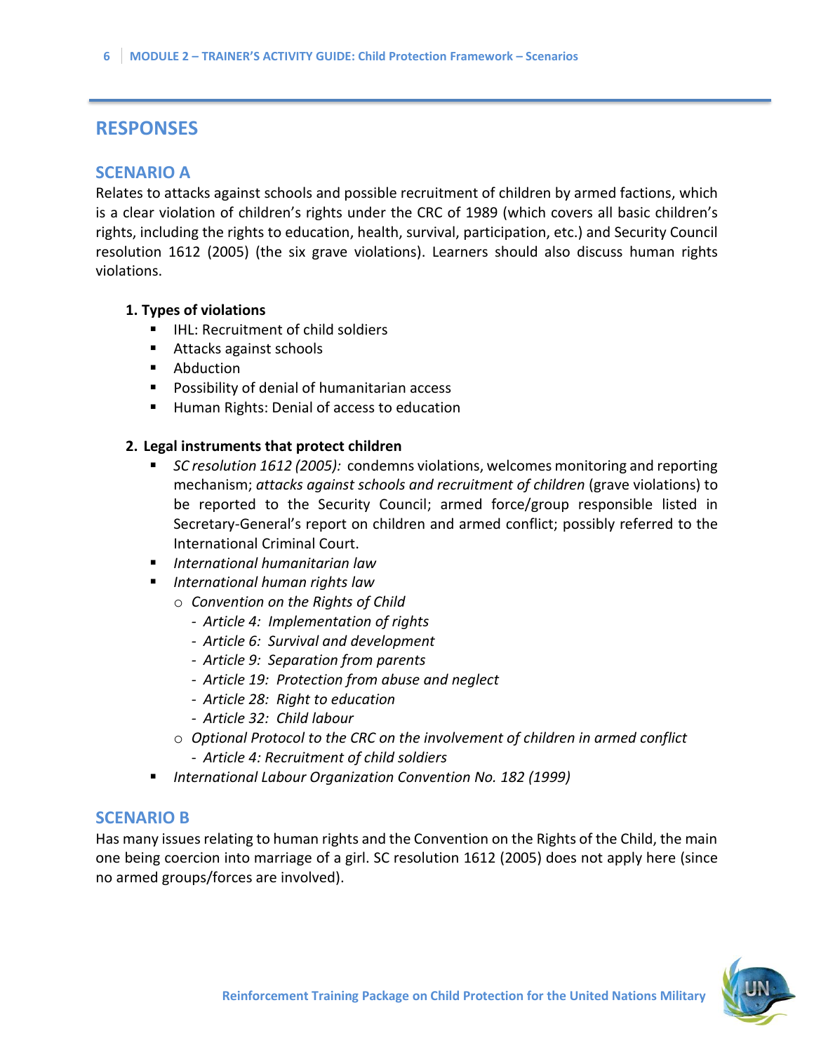## RESPONSES

### SCENARIO A

Relates to attacks against schools and possible recruitment of children by armed factions, which is a clear violation of children's rights under the CRC of 1989 (which covers all basic children's rights, including the rights to education, health, survival, participation, etc.) and Security Council resolution 1612 (2005) (the six grave violations). Learners should also discuss human rights violations.

**1. Types of violations**

- IHL: Recruitment of child soldiers
- Attacks against schools
- Abduction
- Possibility of denial of humanitarian access
- Human Rights: Denial of access to education

**2. Legal instruments that protect children**

- *SC resolution 1612 (2005):* condemns violations, welcomes monitoring and reporting mechanism; *attacks against schools and recruitment of children* (grave violations) to be reported to the Security Council; armed force/group responsible listed in Secretary-General's report on children and armed conflict; possibly referred to the International Criminal Court.
- *International humanitarian law*
- *International human rights law*
  - *Convention on the Rights of Child*
    - *Article 4: Implementation of rights*
    - *Article 6: Survival and development*
    - *Article 9: Separation from parents*
    - *Article 19: Protection from abuse and neglect*
    - *Article 28: Right to education*
    - *Article 32: Child labour*
  - *Optional Protocol to the CRC on the involvement of children in armed conflict*
    - *Article 4: Recruitment of child soldiers*
- *International Labour Organization Convention No. 182 (1999)*

### SCENARIO B

Has many issues relating to human rights and the Convention on the Rights of the Child, the main one being coercion into marriage of a girl. SC resolution 1612 (2005) does not apply here (since no armed groups/forces are involved).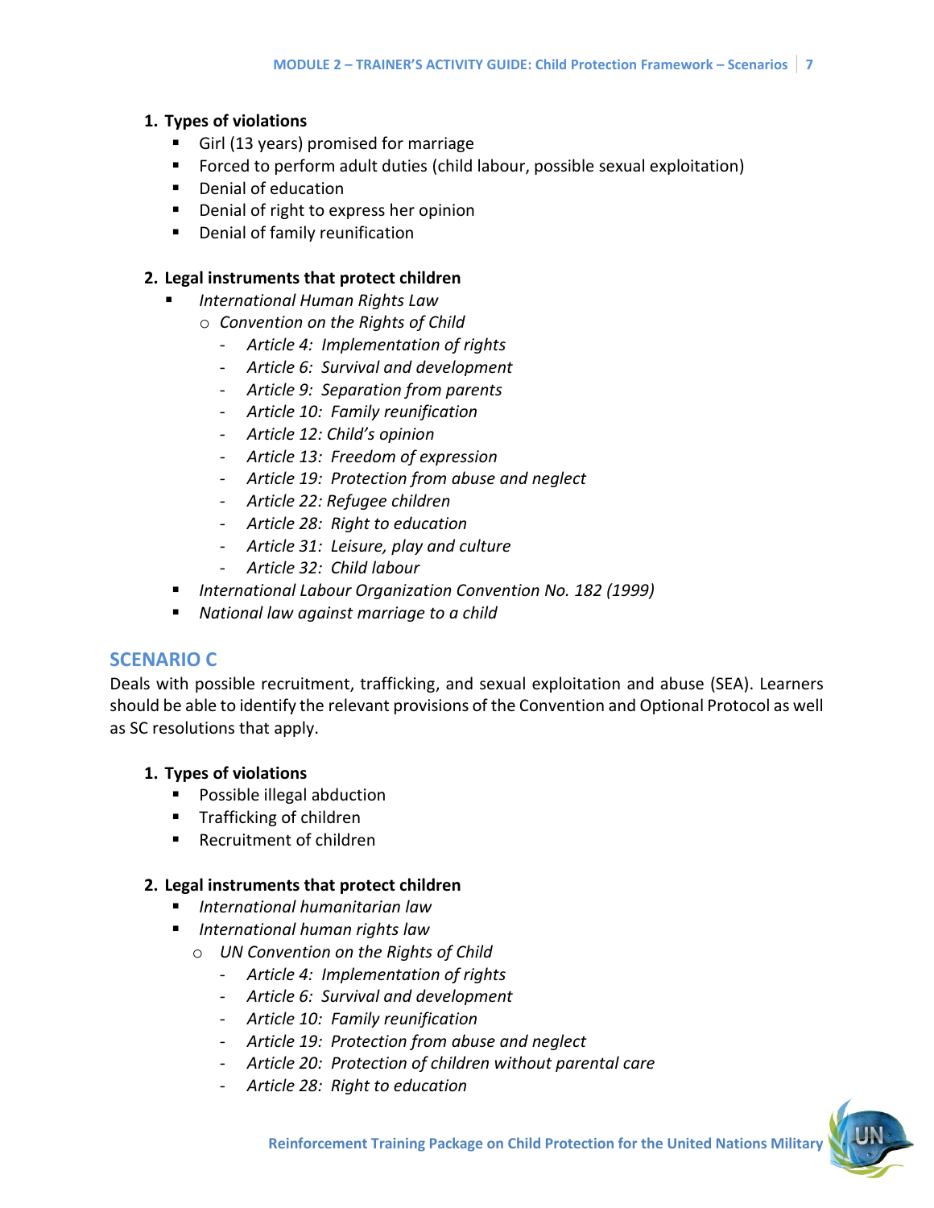1. **Types of violations**
   - Girl (13 years) promised for marriage
   - Forced to perform adult duties (child labour, possible sexual exploitation)
   - Denial of education
   - Denial of right to express her opinion
   - Denial of family reunification

2. **Legal instruments that protect children**
   - *International Human Rights Law*
     - *Convention on the Rights of Child*
       - *Article 4: Implementation of rights*
       - *Article 6: Survival and development*
       - *Article 9: Separation from parents*
       - *Article 10: Family reunification*
       - *Article 12: Child's opinion*
       - *Article 13: Freedom of expression*
       - *Article 19: Protection from abuse and neglect*
       - *Article 22: Refugee children*
       - *Article 28: Right to education*
       - *Article 31: Leisure, play and culture*
       - *Article 32: Child labour*
   - *International Labour Organization Convention No. 182 (1999)*
   - *National law against marriage to a child*

## SCENARIO C

Deals with possible recruitment, trafficking, and sexual exploitation and abuse (SEA). Learners should be able to identify the relevant provisions of the Convention and Optional Protocol as well as SC resolutions that apply.

1. **Types of violations**
   - Possible illegal abduction
   - Trafficking of children
   - Recruitment of children

2. **Legal instruments that protect children**
   - *International humanitarian law*
   - *International human rights law*
     - *UN Convention on the Rights of Child*
       - *Article 4: Implementation of rights*
       - *Article 6: Survival and development*
       - *Article 10: Family reunification*
       - *Article 19: Protection from abuse and neglect*
       - *Article 20: Protection of children without parental care*
       - *Article 28: Right to education*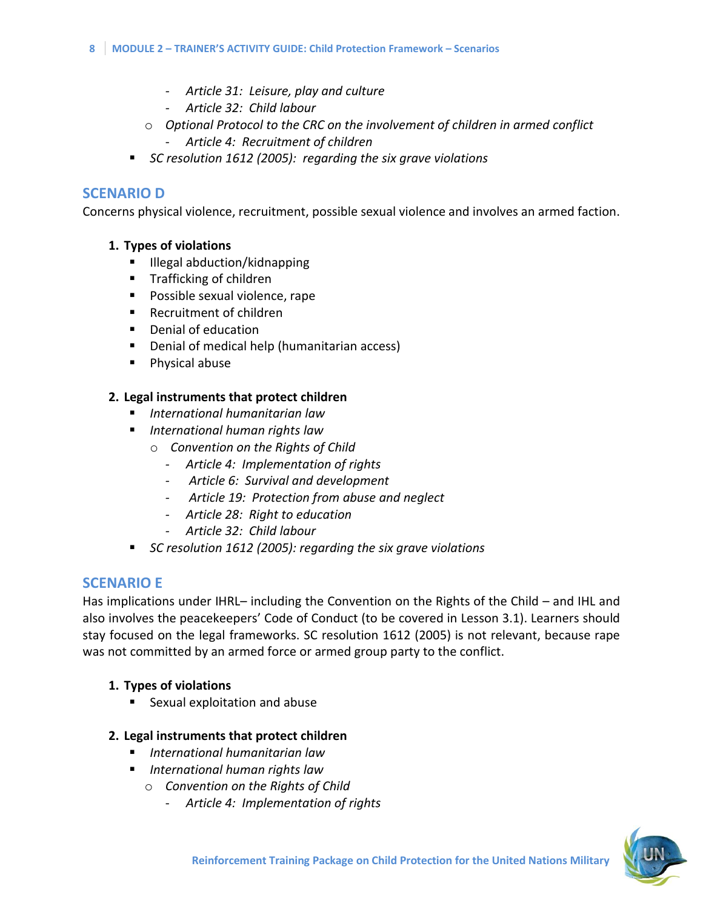- *Article 31: Leisure, play and culture*
- *Article 32: Child labour*

  - *Optional Protocol to the CRC on the involvement of children in armed conflict*
    - *Article 4: Recruitment of children*

- *SC resolution 1612 (2005): regarding the six grave violations*

## SCENARIO D

Concerns physical violence, recruitment, possible sexual violence and involves an armed faction.

1. **Types of violations**
   - Illegal abduction/kidnapping
   - Trafficking of children
   - Possible sexual violence, rape
   - Recruitment of children
   - Denial of education
   - Denial of medical help (humanitarian access)
   - Physical abuse

2. **Legal instruments that protect children**
   - *International humanitarian law*
   - *International human rights law*
     - *Convention on the Rights of Child*
       - *Article 4: Implementation of rights*
       - *Article 6: Survival and development*
       - *Article 19: Protection from abuse and neglect*
       - *Article 28: Right to education*
       - *Article 32: Child labour*
   - *SC resolution 1612 (2005): regarding the six grave violations*

## SCENARIO E

Has implications under IHRL– including the Convention on the Rights of the Child – and IHL and also involves the peacekeepers' Code of Conduct (to be covered in Lesson 3.1). Learners should stay focused on the legal frameworks. SC resolution 1612 (2005) is not relevant, because rape was not committed by an armed force or armed group party to the conflict.

1. **Types of violations**
   - Sexual exploitation and abuse

2. **Legal instruments that protect children**
   - *International humanitarian law*
   - *International human rights law*
     - *Convention on the Rights of Child*
       - *Article 4: Implementation of rights*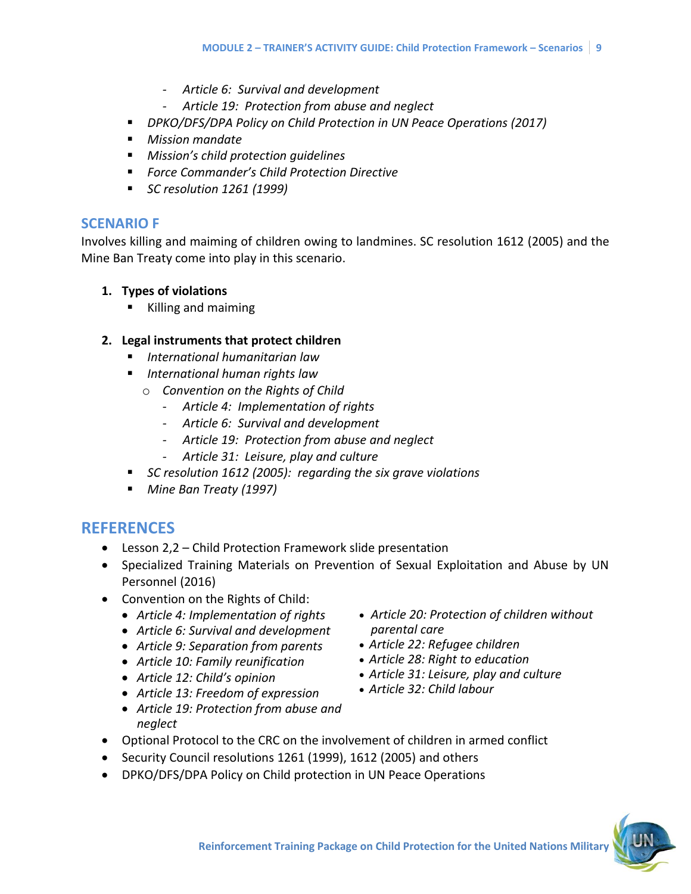- *Article 6: Survival and development*
  - *Article 19: Protection from abuse and neglect*
- *DPKO/DFS/DPA Policy on Child Protection in UN Peace Operations (2017)*
- *Mission mandate*
- *Mission's child protection guidelines*
- *Force Commander's Child Protection Directive*
- *SC resolution 1261 (1999)*

## SCENARIO F

Involves killing and maiming of children owing to landmines. SC resolution 1612 (2005) and the Mine Ban Treaty come into play in this scenario.

1. **Types of violations**
   - Killing and maiming

2. **Legal instruments that protect children**
   - *International humanitarian law*
   - *International human rights law*
     - *Convention on the Rights of Child*
       - *Article 4: Implementation of rights*
       - *Article 6: Survival and development*
       - *Article 19: Protection from abuse and neglect*
       - *Article 31: Leisure, play and culture*
   - *SC resolution 1612 (2005): regarding the six grave violations*
   - *Mine Ban Treaty (1997)*

## REFERENCES

- Lesson 2,2 – Child Protection Framework slide presentation
- Specialized Training Materials on Prevention of Sexual Exploitation and Abuse by UN Personnel (2016)
- Convention on the Rights of Child:
  - *Article 4: Implementation of rights*
  - *Article 6: Survival and development*
  - *Article 9: Separation from parents*
  - *Article 10: Family reunification*
  - *Article 12: Child's opinion*
  - *Article 13: Freedom of expression*
  - *Article 19: Protection from abuse and neglect*
  - *Article 20: Protection of children without parental care*
  - *Article 22: Refugee children*
  - *Article 28: Right to education*
  - *Article 31: Leisure, play and culture*
  - *Article 32: Child labour*
- Optional Protocol to the CRC on the involvement of children in armed conflict
- Security Council resolutions 1261 (1999), 1612 (2005) and others
- DPKO/DFS/DPA Policy on Child protection in UN Peace Operations